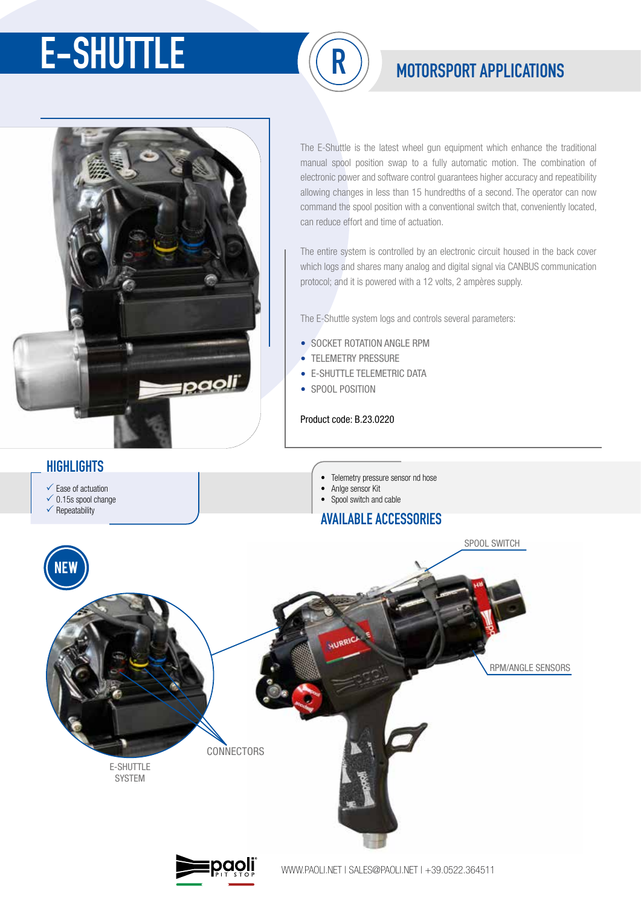# E-SHUTTLE

## MOTORSPORT APPLICATIONS

The E-Shuttle is the latest wheel gun equipment which enhance the traditional manual spool position swap to a fully automatic motion. The combination of electronic power and software control guarantees higher accuracy and repeatibility allowing changes in less than 15 hundredths of a second. The operator can now command the spool position with a conventional switch that, conveniently located, can reduce effort and time of actuation.

The entire system is controlled by an electronic circuit housed in the back cover which logs and shares many analog and digital signal via CANBUS communication protocol; and it is powered with a 12 volts, 2 ampères supply.

The E-Shuttle system logs and controls several parameters:

- SOCKET ROTATION ANGLE RPM
- TELEMETRY PRESSURE
- E-SHUTTLE TELEMETRIC DATA
- SPOOL POSITION

Product code: B.23.0220

## HIGHLIGHTS

- ✓ Ease of actuation
- ✓ 0.15s spool change
- ✓ Repeatability

## AVAILABLE ACCESSORIES

- Telemetry pressure sensor nd hose
- Anlge sensor Kit
- Spool switch and cable

NEW

E-SHUTTLE SYSTEM

CONNECTORS

SPOOL SWITCH

RPM/ANGLE SENSORS

WWW.PAOLI.NET I SALES@PAOLI.NET I +39.0522.364511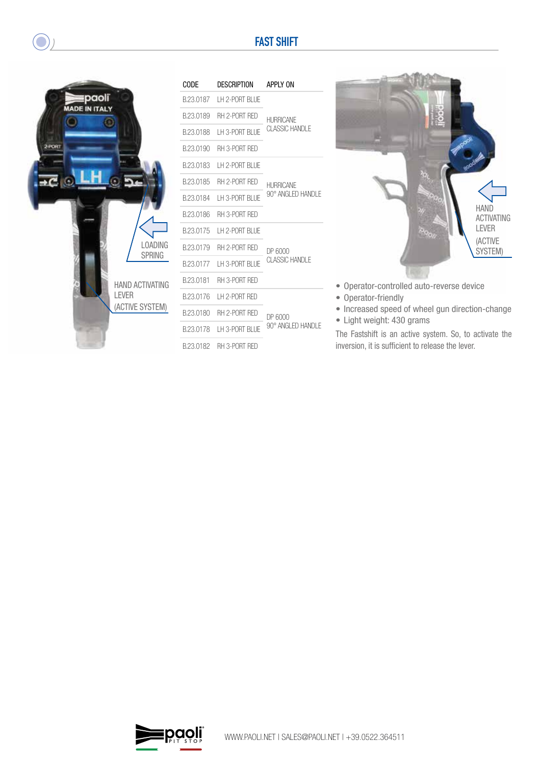# FAST SHIFT

LOADING SPRING

HAND ACTIVATING LEVER (ACTIVE SYSTEM)

| CODE | DESCRIPTION | APPLY ON |
|---|---|---|
| B.23.0187 | LH 2-PORT BLUE | HURRICANE CLASSIC HANDLE |
| B.23.0189 | RH 2-PORT RED | |
| B.23.0188 | LH 3-PORT BLUE | |
| B.23.0190 | RH 3-PORT RED | |
| B.23.0183 | LH 2-PORT BLUE | HURRICANE 90° ANGLED HANDLE |
| B.23.0185 | RH 2-PORT RED | |
| B.23.0184 | LH 3-PORT BLUE | |
| B.23.0186 | RH 3-PORT RED | |
| B.23.0175 | LH 2-PORT BLUE | DP 6000 CLASSIC HANDLE |
| B.23.0179 | RH 2-PORT RED | |
| B.23.0177 | LH 3-PORT BLUE | |
| B.23.0181 | RH 3-PORT RED | |
| B.23.0176 | LH 2-PORT RED | DP 6000 90° ANGLED HANDLE |
| B.23.0180 | RH 2-PORT RED | |
| B.23.0178 | LH 3-PORT BLUE | |
| B.23.0182 | RH 3-PORT RED | |

HAND ACTIVATING LEVER (ACTIVE SYSTEM)

- Operator-controlled auto-reverse device
- Operator-friendly
- Increased speed of wheel gun direction-change
- Light weight: 430 grams

The Fastshift is an active system. So, to activate the inversion, it is sufficient to release the lever.

WWW.PAOLI.NET | SALES@PAOLI.NET | +39.0522.364511